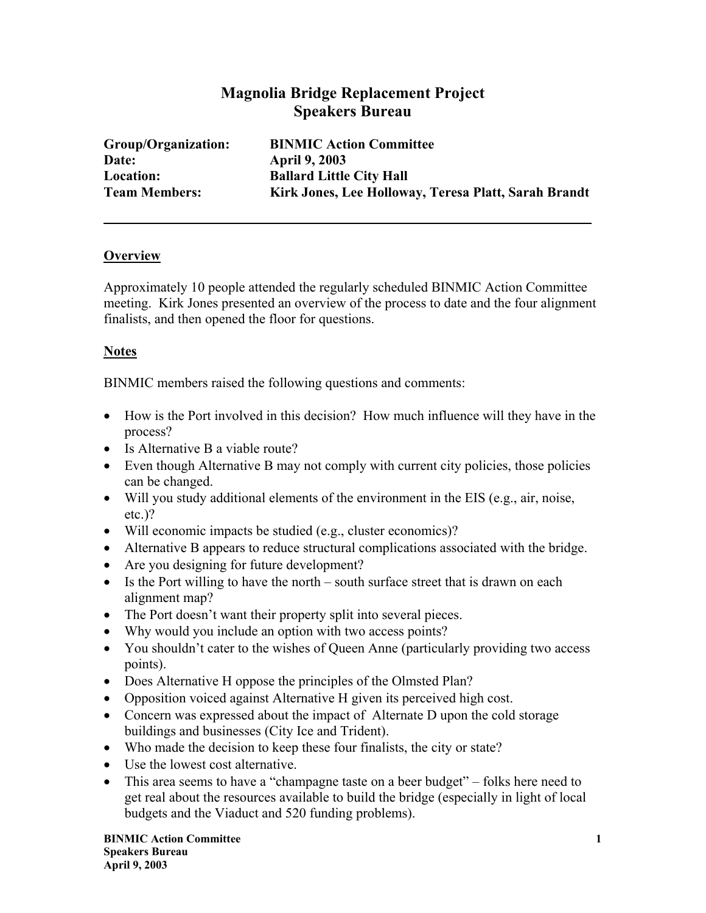# Magnolia Bridge Replacement Project
## Speakers Bureau

**Group/Organization:** **BINMIC Action Committee**
**Date:** **April 9, 2003**
**Location:** **Ballard Little City Hall**
**Team Members:** **Kirk Jones, Lee Holloway, Teresa Platt, Sarah Brandt**

---

### Overview

Approximately 10 people attended the regularly scheduled BINMIC Action Committee meeting. Kirk Jones presented an overview of the process to date and the four alignment finalists, and then opened the floor for questions.

### Notes

BINMIC members raised the following questions and comments:

- How is the Port involved in this decision? How much influence will they have in the process?
- Is Alternative B a viable route?
- Even though Alternative B may not comply with current city policies, those policies can be changed.
- Will you study additional elements of the environment in the EIS (e.g., air, noise, etc.)?
- Will economic impacts be studied (e.g., cluster economics)?
- Alternative B appears to reduce structural complications associated with the bridge.
- Are you designing for future development?
- Is the Port willing to have the north – south surface street that is drawn on each alignment map?
- The Port doesn't want their property split into several pieces.
- Why would you include an option with two access points?
- You shouldn't cater to the wishes of Queen Anne (particularly providing two access points).
- Does Alternative H oppose the principles of the Olmsted Plan?
- Opposition voiced against Alternative H given its perceived high cost.
- Concern was expressed about the impact of Alternate D upon the cold storage buildings and businesses (City Ice and Trident).
- Who made the decision to keep these four finalists, the city or state?
- Use the lowest cost alternative.
- This area seems to have a "champagne taste on a beer budget" – folks here need to get real about the resources available to build the bridge (especially in light of local budgets and the Viaduct and 520 funding problems).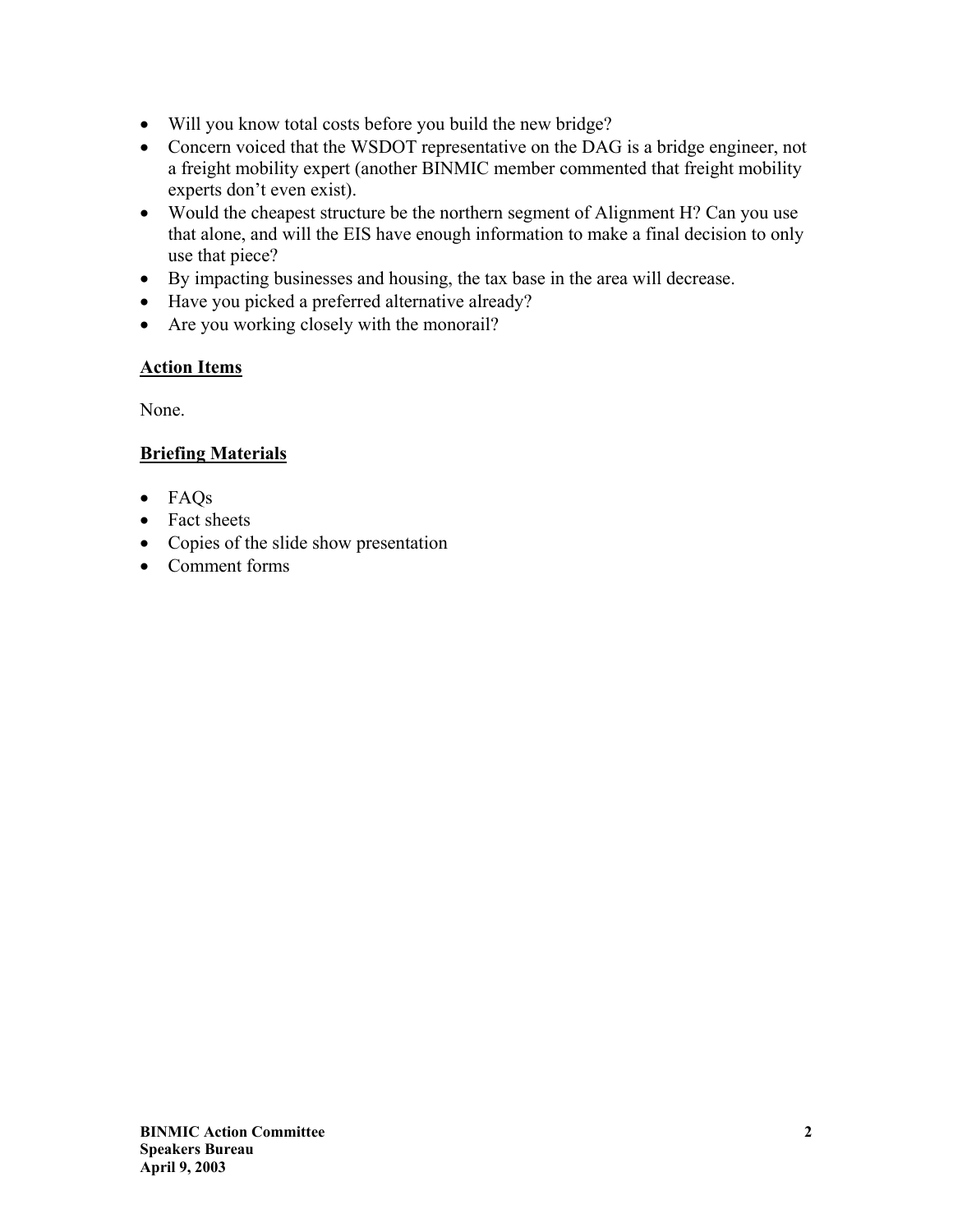- Will you know total costs before you build the new bridge?
- Concern voiced that the WSDOT representative on the DAG is a bridge engineer, not a freight mobility expert (another BINMIC member commented that freight mobility experts don't even exist).
- Would the cheapest structure be the northern segment of Alignment H? Can you use that alone, and will the EIS have enough information to make a final decision to only use that piece?
- By impacting businesses and housing, the tax base in the area will decrease.
- Have you picked a preferred alternative already?
- Are you working closely with the monorail?

## Action Items

None.

## Briefing Materials

- FAQs
- Fact sheets
- Copies of the slide show presentation
- Comment forms